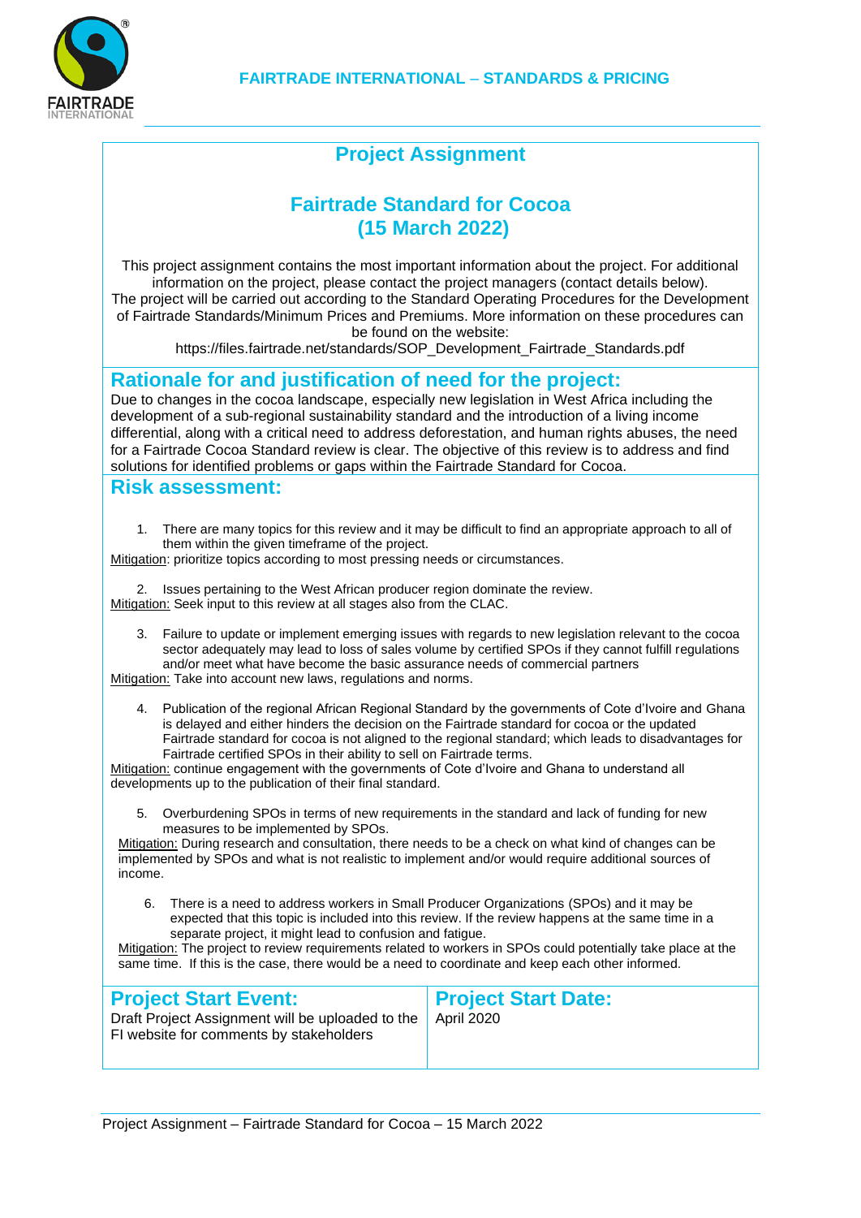# Project Assignment

## Fairtrade Standard for Cocoa (15 March 2022)

This project assignment contains the most important information about the project. For additional information on the project, please contact the project managers (contact details below). The project will be carried out according to the Standard Operating Procedures for the Development of Fairtrade Standards/Minimum Prices and Premiums. More information on these procedures can be found on the website: https://files.fairtrade.net/standards/SOP_Development_Fairtrade_Standards.pdf

## Rationale for and justification of need for the project:

Due to changes in the cocoa landscape, especially new legislation in West Africa including the development of a sub-regional sustainability standard and the introduction of a living income differential, along with a critical need to address deforestation, and human rights abuses, the need for a Fairtrade Cocoa Standard review is clear. The objective of this review is to address and find solutions for identified problems or gaps within the Fairtrade Standard for Cocoa.

## Risk assessment:

1. There are many topics for this review and it may be difficult to find an appropriate approach to all of them within the given timeframe of the project.

Mitigation: prioritize topics according to most pressing needs or circumstances.

2. Issues pertaining to the West African producer region dominate the review.

Mitigation: Seek input to this review at all stages also from the CLAC.

3. Failure to update or implement emerging issues with regards to new legislation relevant to the cocoa sector adequately may lead to loss of sales volume by certified SPOs if they cannot fulfill regulations and/or meet what have become the basic assurance needs of commercial partners

Mitigation: Take into account new laws, regulations and norms.

4. Publication of the regional African Regional Standard by the governments of Cote d'Ivoire and Ghana is delayed and either hinders the decision on the Fairtrade standard for cocoa or the updated Fairtrade standard for cocoa is not aligned to the regional standard; which leads to disadvantages for Fairtrade certified SPOs in their ability to sell on Fairtrade terms.

Mitigation: continue engagement with the governments of Cote d'Ivoire and Ghana to understand all developments up to the publication of their final standard.

5. Overburdening SPOs in terms of new requirements in the standard and lack of funding for new measures to be implemented by SPOs.

Mitigation: During research and consultation, there needs to be a check on what kind of changes can be implemented by SPOs and what is not realistic to implement and/or would require additional sources of income.

6. There is a need to address workers in Small Producer Organizations (SPOs) and it may be expected that this topic is included into this review. If the review happens at the same time in a separate project, it might lead to confusion and fatigue.

Mitigation: The project to review requirements related to workers in SPOs could potentially take place at the same time. If this is the case, there would be a need to coordinate and keep each other informed.

| Project Start Event: | Project Start Date: |
| --- | --- |
| Draft Project Assignment will be uploaded to the FI website for comments by stakeholders | April 2020 |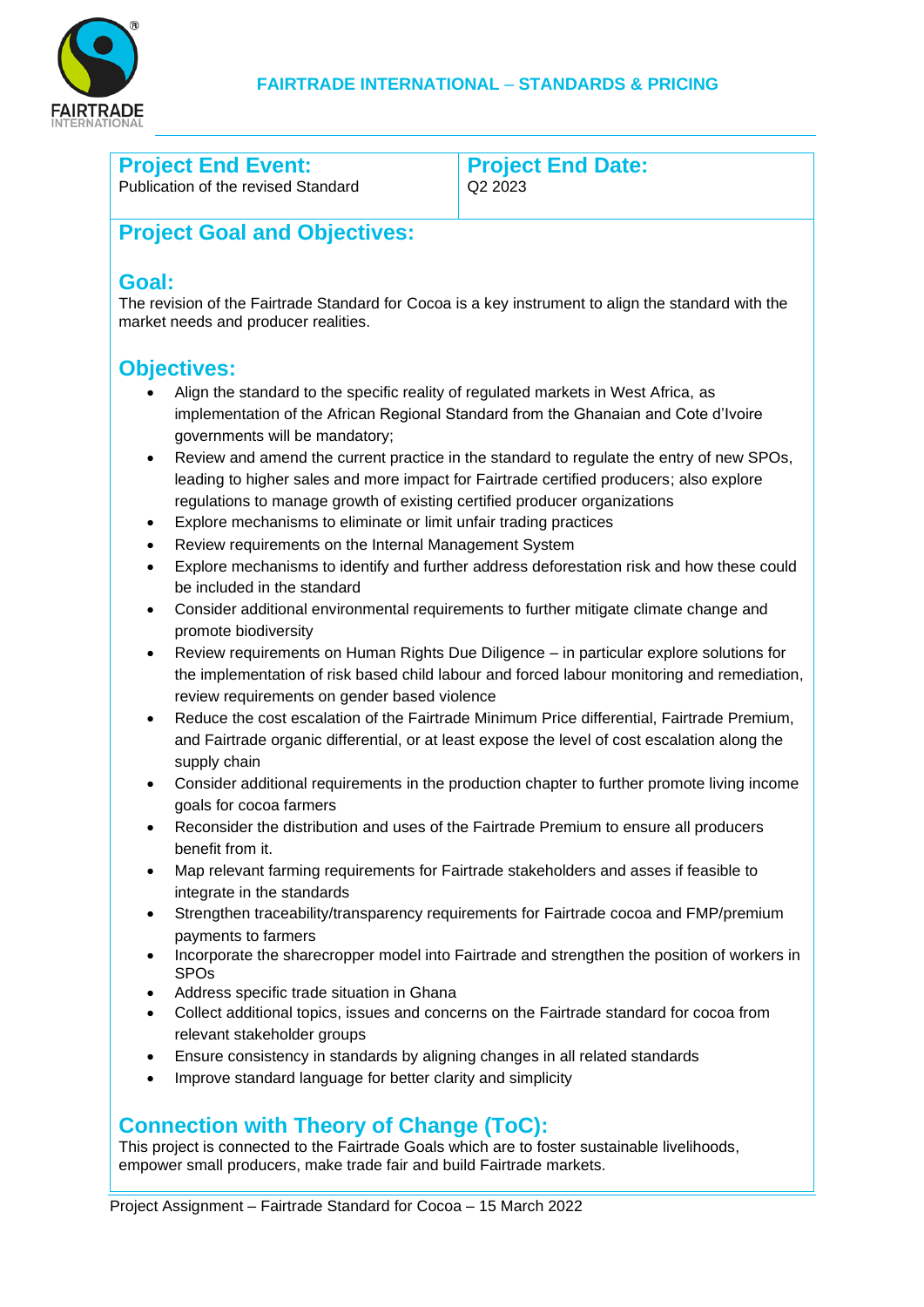| **Project End Event:** | **Project End Date:** |
| --- | --- |
| Publication of the revised Standard | Q2 2023 |

## Project Goal and Objectives:

### Goal:

The revision of the Fairtrade Standard for Cocoa is a key instrument to align the standard with the market needs and producer realities.

### Objectives:

- Align the standard to the specific reality of regulated markets in West Africa, as implementation of the African Regional Standard from the Ghanaian and Cote d'Ivoire governments will be mandatory;
- Review and amend the current practice in the standard to regulate the entry of new SPOs, leading to higher sales and more impact for Fairtrade certified producers; also explore regulations to manage growth of existing certified producer organizations
- Explore mechanisms to eliminate or limit unfair trading practices
- Review requirements on the Internal Management System
- Explore mechanisms to identify and further address deforestation risk and how these could be included in the standard
- Consider additional environmental requirements to further mitigate climate change and promote biodiversity
- Review requirements on Human Rights Due Diligence – in particular explore solutions for the implementation of risk based child labour and forced labour monitoring and remediation, review requirements on gender based violence
- Reduce the cost escalation of the Fairtrade Minimum Price differential, Fairtrade Premium, and Fairtrade organic differential, or at least expose the level of cost escalation along the supply chain
- Consider additional requirements in the production chapter to further promote living income goals for cocoa farmers
- Reconsider the distribution and uses of the Fairtrade Premium to ensure all producers benefit from it.
- Map relevant farming requirements for Fairtrade stakeholders and asses if feasible to integrate in the standards
- Strengthen traceability/transparency requirements for Fairtrade cocoa and FMP/premium payments to farmers
- Incorporate the sharecropper model into Fairtrade and strengthen the position of workers in SPOs
- Address specific trade situation in Ghana
- Collect additional topics, issues and concerns on the Fairtrade standard for cocoa from relevant stakeholder groups
- Ensure consistency in standards by aligning changes in all related standards
- Improve standard language for better clarity and simplicity

## Connection with Theory of Change (ToC):

This project is connected to the Fairtrade Goals which are to foster sustainable livelihoods, empower small producers, make trade fair and build Fairtrade markets.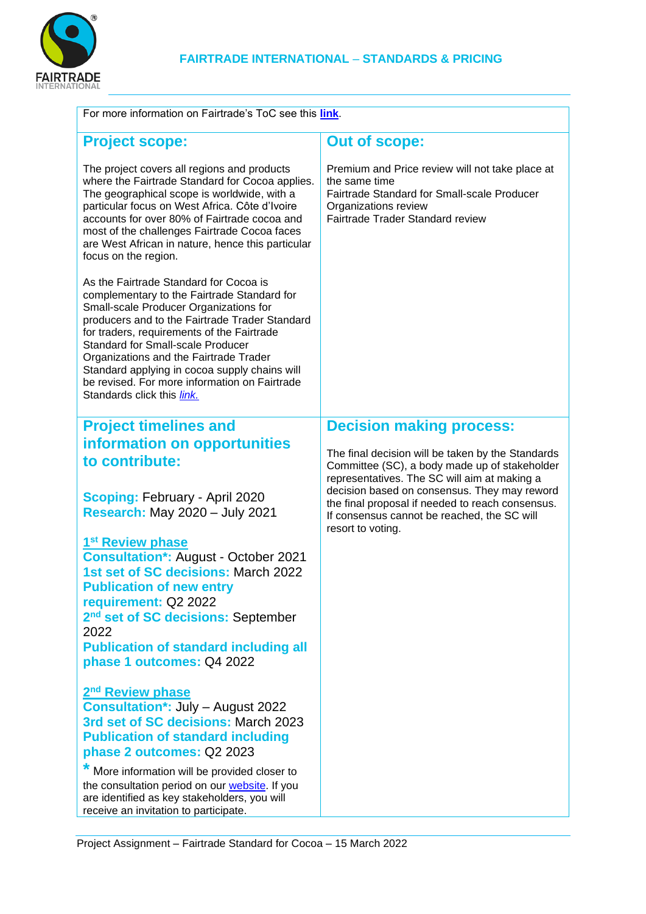For more information on Fairtrade's ToC see this **link**.

## Project scope:

The project covers all regions and products where the Fairtrade Standard for Cocoa applies. The geographical scope is worldwide, with a particular focus on West Africa. Côte d'Ivoire accounts for over 80% of Fairtrade cocoa and most of the challenges Fairtrade Cocoa faces are West African in nature, hence this particular focus on the region.

As the Fairtrade Standard for Cocoa is complementary to the Fairtrade Standard for Small-scale Producer Organizations for producers and to the Fairtrade Trader Standard for traders, requirements of the Fairtrade Standard for Small-scale Producer Organizations and the Fairtrade Trader Standard applying in cocoa supply chains will be revised. For more information on Fairtrade Standards click this *link.*

## Out of scope:

Premium and Price review will not take place at the same time
Fairtrade Standard for Small-scale Producer Organizations review
Fairtrade Trader Standard review

## Project timelines and information on opportunities to contribute:

**Scoping:** February - April 2020
**Research:** May 2020 – July 2021

**1st Review phase**
**Consultation*:** August - October 2021
**1st set of SC decisions:** March 2022
**Publication of new entry requirement:** Q2 2022
**2nd set of SC decisions:** September 2022
**Publication of standard including all phase 1 outcomes:** Q4 2022

**2nd Review phase**
**Consultation*:** July – August 2022
**3rd set of SC decisions:** March 2023
**Publication of standard including phase 2 outcomes:** Q2 2023

\* More information will be provided closer to the consultation period on our website. If you are identified as key stakeholders, you will receive an invitation to participate.

## Decision making process:

The final decision will be taken by the Standards Committee (SC), a body made up of stakeholder representatives. The SC will aim at making a decision based on consensus. They may reword the final proposal if needed to reach consensus. If consensus cannot be reached, the SC will resort to voting.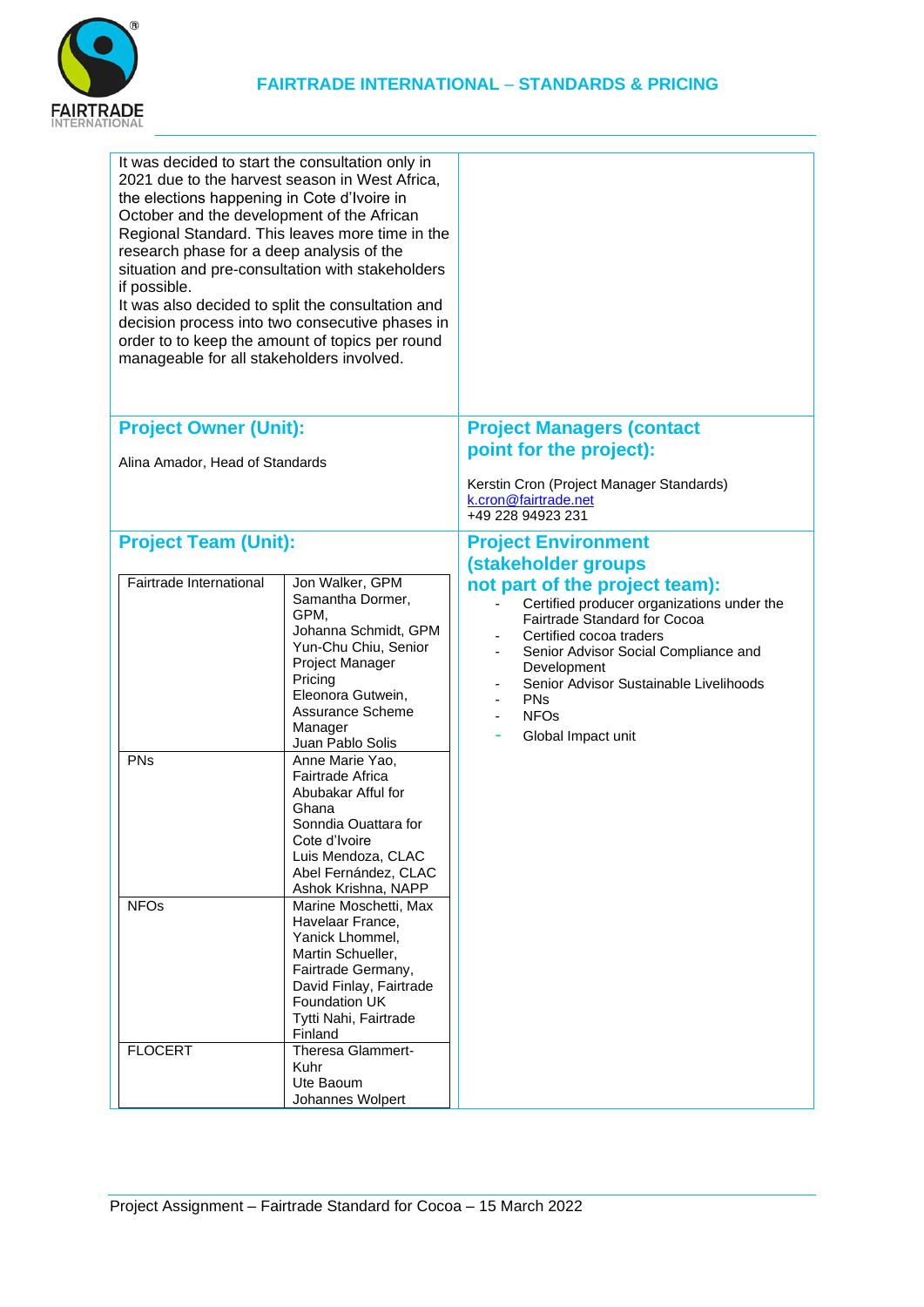It was decided to start the consultation only in 2021 due to the harvest season in West Africa, the elections happening in Cote d'Ivoire in October and the development of the African Regional Standard. This leaves more time in the research phase for a deep analysis of the situation and pre-consultation with stakeholders if possible.
It was also decided to split the consultation and decision process into two consecutive phases in order to to keep the amount of topics per round manageable for all stakeholders involved.

## Project Owner (Unit):

Alina Amador, Head of Standards

## Project Managers (contact point for the project):

Kerstin Cron (Project Manager Standards)
k.cron@fairtrade.net
+49 228 94923 231

## Project Team (Unit):

| | |
|---|---|
| Fairtrade International | Jon Walker, GPM<br>Samantha Dormer, GPM,<br>Johanna Schmidt, GPM<br>Yun-Chu Chiu, Senior Project Manager Pricing<br>Eleonora Gutwein, Assurance Scheme Manager<br>Juan Pablo Solis |
| PNs | Anne Marie Yao, Fairtrade Africa<br>Abubakar Afful for Ghana<br>Sonndia Ouattara for Cote d'Ivoire<br>Luis Mendoza, CLAC<br>Abel Fernández, CLAC<br>Ashok Krishna, NAPP |
| NFOs | Marine Moschetti, Max Havelaar France,<br>Yanick Lhommel,<br>Martin Schueller, Fairtrade Germany,<br>David Finlay, Fairtrade Foundation UK<br>Tytti Nahi, Fairtrade Finland |
| FLOCERT | Theresa Glammert-Kuhr<br>Ute Baoum<br>Johannes Wolpert |

## Project Environment (stakeholder groups not part of the project team):

- Certified producer organizations under the Fairtrade Standard for Cocoa
- Certified cocoa traders
- Senior Advisor Social Compliance and Development
- Senior Advisor Sustainable Livelihoods
- PNs
- NFOs
- Global Impact unit

Project Assignment – Fairtrade Standard for Cocoa – 15 March 2022